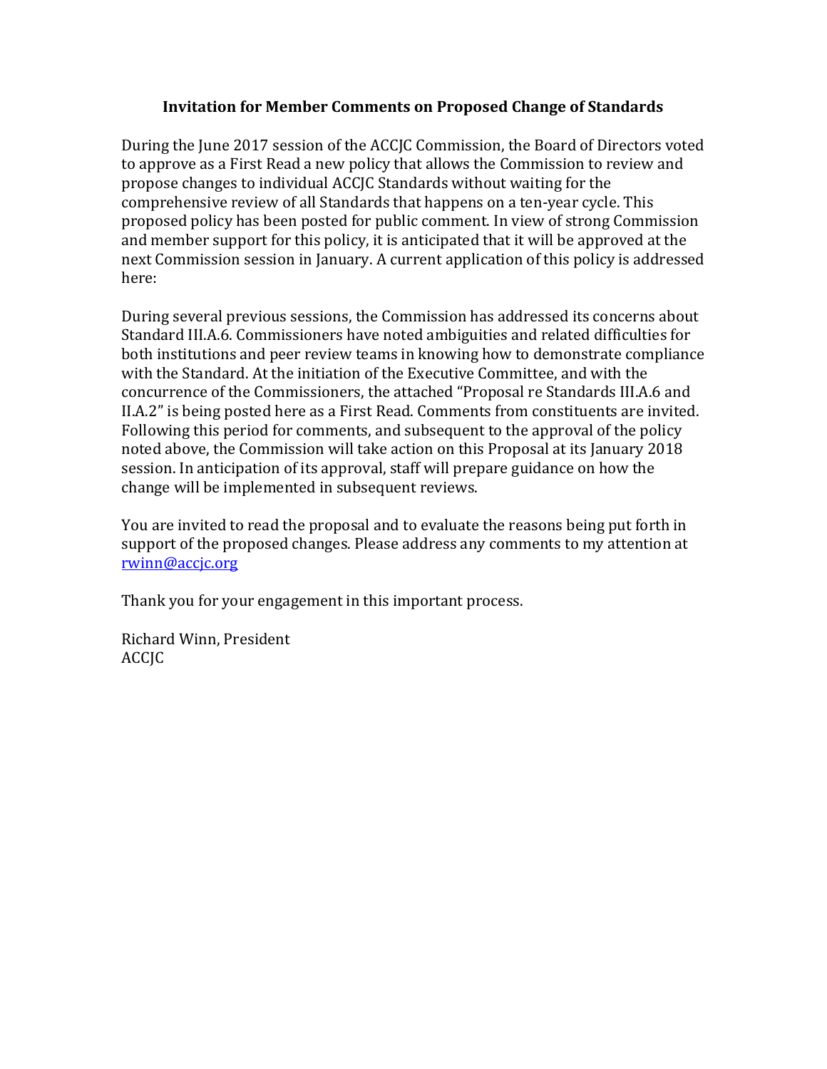# Invitation for Member Comments on Proposed Change of Standards

During the June 2017 session of the ACCJC Commission, the Board of Directors voted to approve as a First Read a new policy that allows the Commission to review and propose changes to individual ACCJC Standards without waiting for the comprehensive review of all Standards that happens on a ten-year cycle. This proposed policy has been posted for public comment. In view of strong Commission and member support for this policy, it is anticipated that it will be approved at the next Commission session in January. A current application of this policy is addressed here:

During several previous sessions, the Commission has addressed its concerns about Standard III.A.6. Commissioners have noted ambiguities and related difficulties for both institutions and peer review teams in knowing how to demonstrate compliance with the Standard. At the initiation of the Executive Committee, and with the concurrence of the Commissioners, the attached "Proposal re Standards III.A.6 and II.A.2" is being posted here as a First Read. Comments from constituents are invited. Following this period for comments, and subsequent to the approval of the policy noted above, the Commission will take action on this Proposal at its January 2018 session. In anticipation of its approval, staff will prepare guidance on how the change will be implemented in subsequent reviews.

You are invited to read the proposal and to evaluate the reasons being put forth in support of the proposed changes. Please address any comments to my attention at rwinn@accjc.org

Thank you for your engagement in this important process.

Richard Winn, President
ACCJC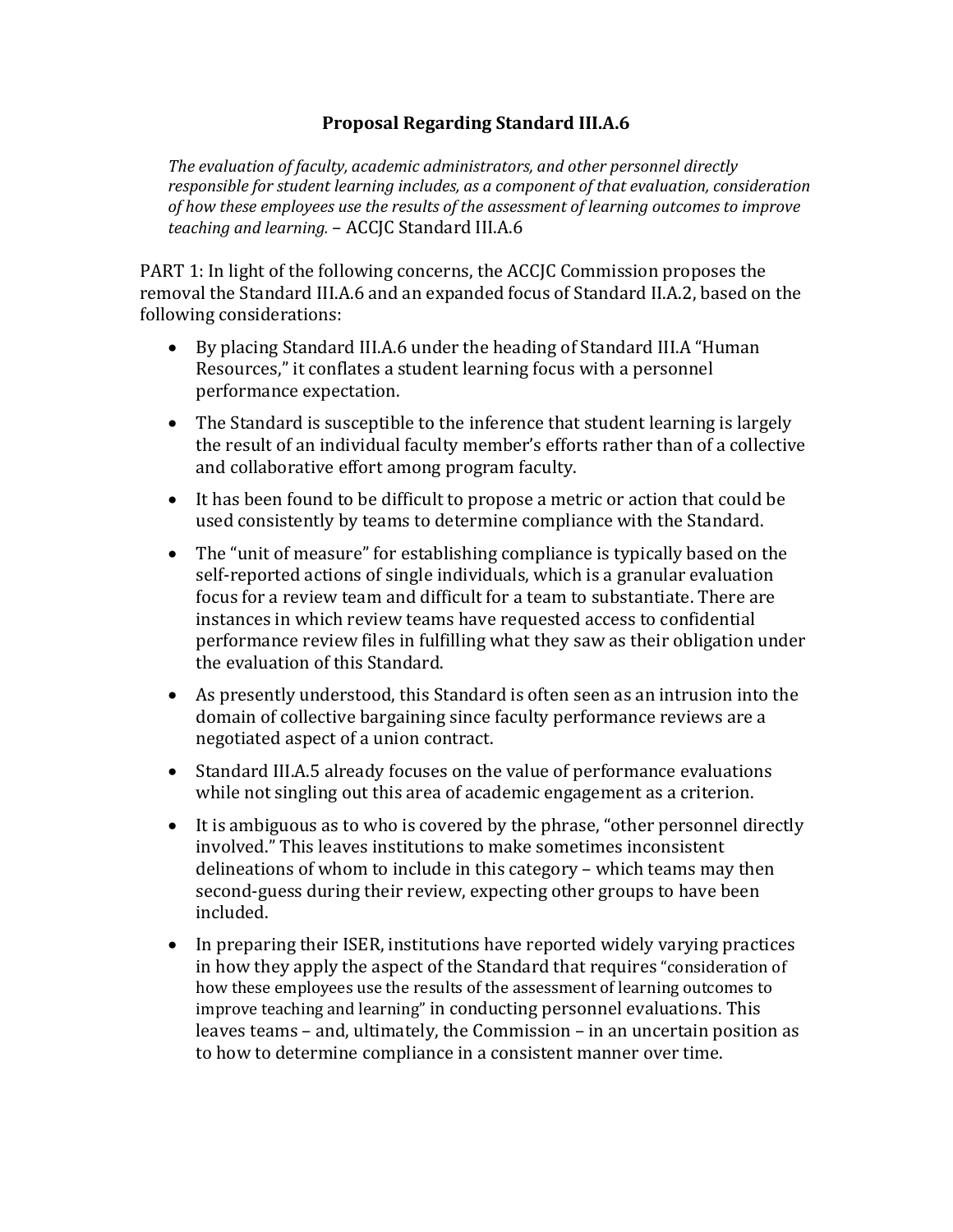# Proposal Regarding Standard III.A.6

> *The evaluation of faculty, academic administrators, and other personnel directly responsible for student learning includes, as a component of that evaluation, consideration of how these employees use the results of the assessment of learning outcomes to improve teaching and learning.* – ACCJC Standard III.A.6

PART 1: In light of the following concerns, the ACCJC Commission proposes the removal the Standard III.A.6 and an expanded focus of Standard II.A.2, based on the following considerations:

- By placing Standard III.A.6 under the heading of Standard III.A "Human Resources," it conflates a student learning focus with a personnel performance expectation.
- The Standard is susceptible to the inference that student learning is largely the result of an individual faculty member's efforts rather than of a collective and collaborative effort among program faculty.
- It has been found to be difficult to propose a metric or action that could be used consistently by teams to determine compliance with the Standard.
- The "unit of measure" for establishing compliance is typically based on the self-reported actions of single individuals, which is a granular evaluation focus for a review team and difficult for a team to substantiate. There are instances in which review teams have requested access to confidential performance review files in fulfilling what they saw as their obligation under the evaluation of this Standard.
- As presently understood, this Standard is often seen as an intrusion into the domain of collective bargaining since faculty performance reviews are a negotiated aspect of a union contract.
- Standard III.A.5 already focuses on the value of performance evaluations while not singling out this area of academic engagement as a criterion.
- It is ambiguous as to who is covered by the phrase, "other personnel directly involved." This leaves institutions to make sometimes inconsistent delineations of whom to include in this category – which teams may then second-guess during their review, expecting other groups to have been included.
- In preparing their ISER, institutions have reported widely varying practices in how they apply the aspect of the Standard that requires "consideration of how these employees use the results of the assessment of learning outcomes to improve teaching and learning" in conducting personnel evaluations. This leaves teams – and, ultimately, the Commission – in an uncertain position as to how to determine compliance in a consistent manner over time.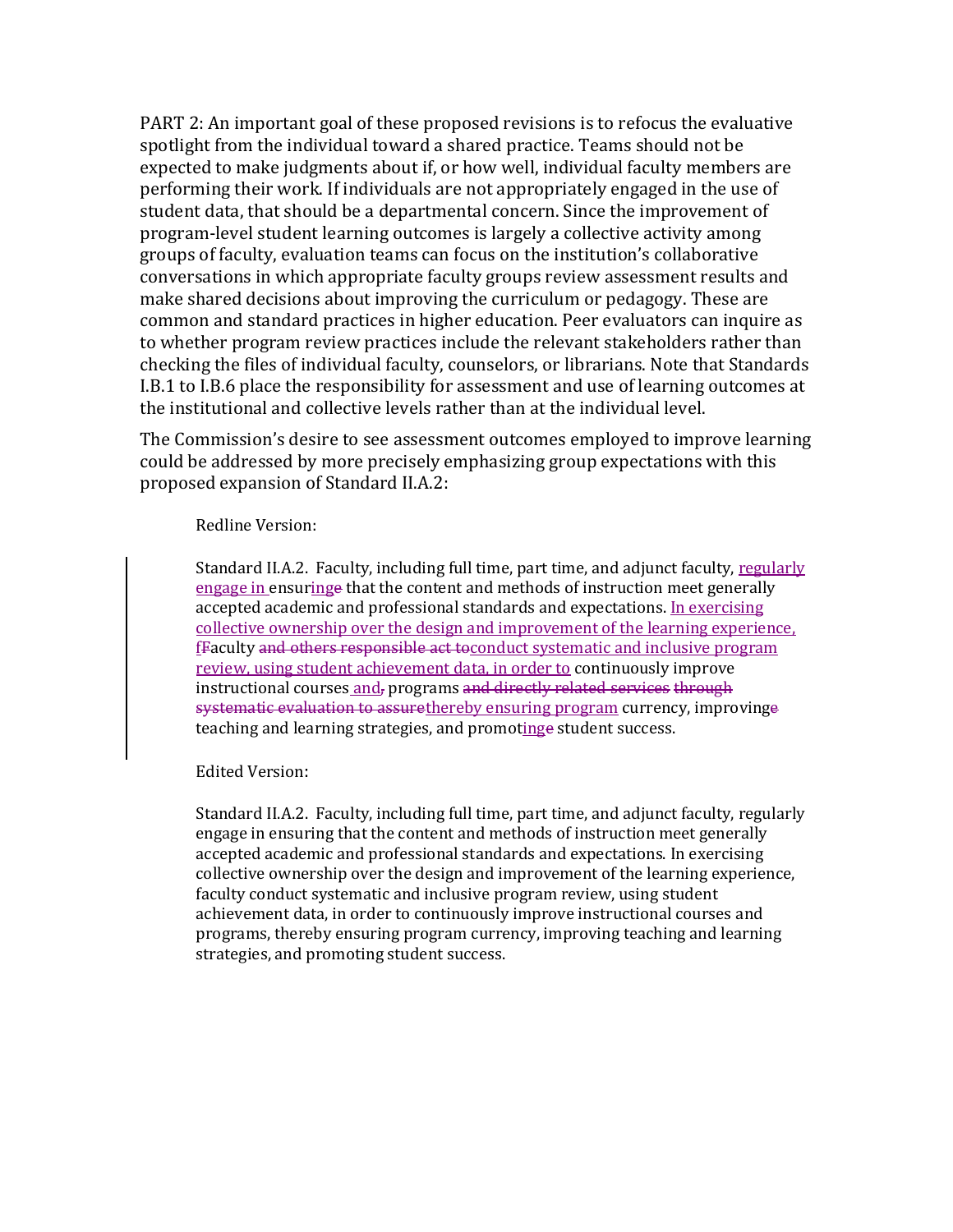PART 2: An important goal of these proposed revisions is to refocus the evaluative spotlight from the individual toward a shared practice. Teams should not be expected to make judgments about if, or how well, individual faculty members are performing their work. If individuals are not appropriately engaged in the use of student data, that should be a departmental concern. Since the improvement of program-level student learning outcomes is largely a collective activity among groups of faculty, evaluation teams can focus on the institution's collaborative conversations in which appropriate faculty groups review assessment results and make shared decisions about improving the curriculum or pedagogy. These are common and standard practices in higher education. Peer evaluators can inquire as to whether program review practices include the relevant stakeholders rather than checking the files of individual faculty, counselors, or librarians. Note that Standards I.B.1 to I.B.6 place the responsibility for assessment and use of learning outcomes at the institutional and collective levels rather than at the individual level.

The Commission's desire to see assessment outcomes employed to improve learning could be addressed by more precisely emphasizing group expectations with this proposed expansion of Standard II.A.2:

> Redline Version:
>
> Standard II.A.2. Faculty, including full time, part time, and adjunct faculty, <u>regularly engage in </u>ensur<u>ing</u>~~e~~ that the content and methods of instruction meet generally accepted academic and professional standards and expectations. <u>In exercising collective ownership over the design and improvement of the learning experience, f</u>~~F~~aculty ~~and others responsible act to~~<u>conduct systematic and inclusive program review, using student achievement data, in order to</u> continuously improve instructional courses<u> and</u>~~,~~ programs ~~and directly related services through systematic evaluation to assure~~<u>thereby ensuring program</u> currency, improving~~e~~ teaching and learning strategies, and promot<u>ing</u>~~e~~ student success.
>
> Edited Version:
>
> Standard II.A.2. Faculty, including full time, part time, and adjunct faculty, regularly engage in ensuring that the content and methods of instruction meet generally accepted academic and professional standards and expectations. In exercising collective ownership over the design and improvement of the learning experience, faculty conduct systematic and inclusive program review, using student achievement data, in order to continuously improve instructional courses and programs, thereby ensuring program currency, improving teaching and learning strategies, and promoting student success.